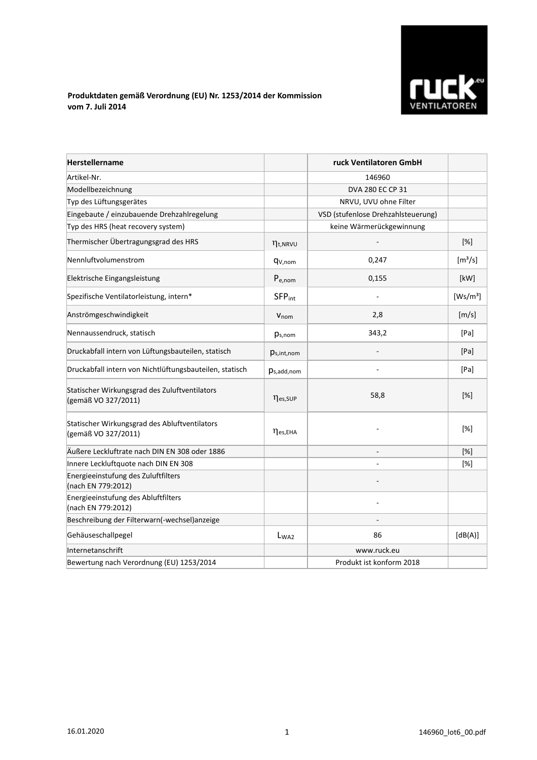**Produktdaten gemäß Verordnung (EU) Nr. 1253/2014 der Kommission vom 7. Juli 2014**

| **Herstellername** | | **ruck Ventilatoren GmbH** | |
|---|---|---|---|
| Artikel-Nr. | | 146960 | |
| Modellbezeichnung | | DVA 280 EC CP 31 | |
| Typ des Lüftungsgerätes | | NRVU, UVU ohne Filter | |
| Eingebaute / einzubauende Drehzahlregelung | | VSD (stufenlose Drehzahlsteuerung) | |
| Typ des HRS (heat recovery system) | | keine Wärmerückgewinnung | |
| Thermischer Übertragungsgrad des HRS | $\eta_{t,NRVU}$ | - | [%] |
| Nennluftvolumenstrom | $q_{V,nom}$ | 0,247 | [m³/s] |
| Elektrische Eingangsleistung | $P_{e,nom}$ | 0,155 | [kW] |
| Spezifische Ventilatorleistung, intern* | $SFP_{int}$ | - | [Ws/m³] |
| Anströmgeschwindigkeit | $v_{nom}$ | 2,8 | [m/s] |
| Nennaussendruck, statisch | $p_{s,nom}$ | 343,2 | [Pa] |
| Druckabfall intern von Lüftungsbauteilen, statisch | $p_{s,int,nom}$ | - | [Pa] |
| Druckabfall intern von Nichtlüftungsbauteilen, statisch | $p_{s,add,nom}$ | - | [Pa] |
| Statischer Wirkungsgrad des Zuluftventilators (gemäß VO 327/2011) | $\eta_{es,SUP}$ | 58,8 | [%] |
| Statischer Wirkungsgrad des Abluftventilators (gemäß VO 327/2011) | $\eta_{es,EHA}$ | - | [%] |
| Äußere Leckluftrate nach DIN EN 308 oder 1886 | | - | [%] |
| Innere Leckluftquote nach DIN EN 308 | | - | [%] |
| Energieeinstufung des Zuluftfilters (nach EN 779:2012) | | - | |
| Energieeinstufung des Abluftfilters (nach EN 779:2012) | | - | |
| Beschreibung der Filterwarn(-wechsel)anzeige | | - | |
| Gehäuseschallpegel | $L_{WA2}$ | 86 | [dB(A)] |
| Internetanschrift | | www.ruck.eu | |
| Bewertung nach Verordnung (EU) 1253/2014 | | Produkt ist konform 2018 | |

16.01.2020

146960_lot6_00.pdf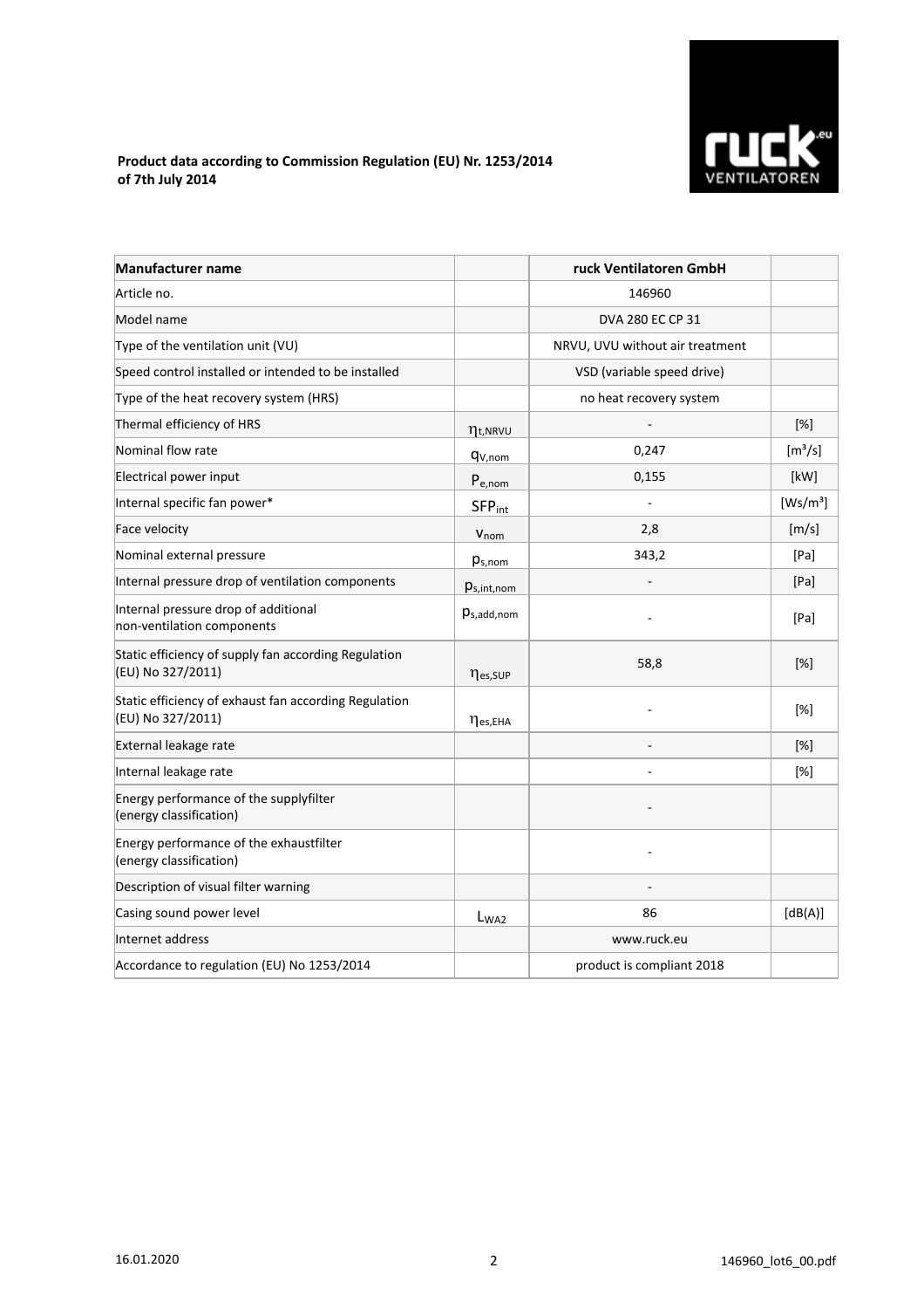**Product data according to Commission Regulation (EU) Nr. 1253/2014 of 7th July 2014**

| Manufacturer name | | ruck Ventilatoren GmbH | |
|---|---|---|---|
| Article no. | | 146960 | |
| Model name | | DVA 280 EC CP 31 | |
| Type of the ventilation unit (VU) | | NRVU, UVU without air treatment | |
| Speed control installed or intended to be installed | | VSD (variable speed drive) | |
| Type of the heat recovery system (HRS) | | no heat recovery system | |
| Thermal efficiency of HRS | $\eta_{t,NRVU}$ | - | [%] |
| Nominal flow rate | $q_{V,nom}$ | 0,247 | [m³/s] |
| Electrical power input | $P_{e,nom}$ | 0,155 | [kW] |
| Internal specific fan power* | $SFP_{int}$ | - | [Ws/m³] |
| Face velocity | $v_{nom}$ | 2,8 | [m/s] |
| Nominal external pressure | $p_{s,nom}$ | 343,2 | [Pa] |
| Internal pressure drop of ventilation components | $p_{s,int,nom}$ | - | [Pa] |
| Internal pressure drop of additional non-ventilation components | $p_{s,add,nom}$ | - | [Pa] |
| Static efficiency of supply fan according Regulation (EU) No 327/2011) | $\eta_{es,SUP}$ | 58,8 | [%] |
| Static efficiency of exhaust fan according Regulation (EU) No 327/2011) | $\eta_{es,EHA}$ | - | [%] |
| External leakage rate | | - | [%] |
| Internal leakage rate | | - | [%] |
| Energy performance of the supplyfilter (energy classification) | | - | |
| Energy performance of the exhaustfilter (energy classification) | | - | |
| Description of visual filter warning | | - | |
| Casing sound power level | $L_{WA2}$ | 86 | [dB(A)] |
| Internet address | | www.ruck.eu | |
| Accordance to regulation (EU) No 1253/2014 | | product is compliant 2018 | |

16.01.2020

146960_lot6_00.pdf